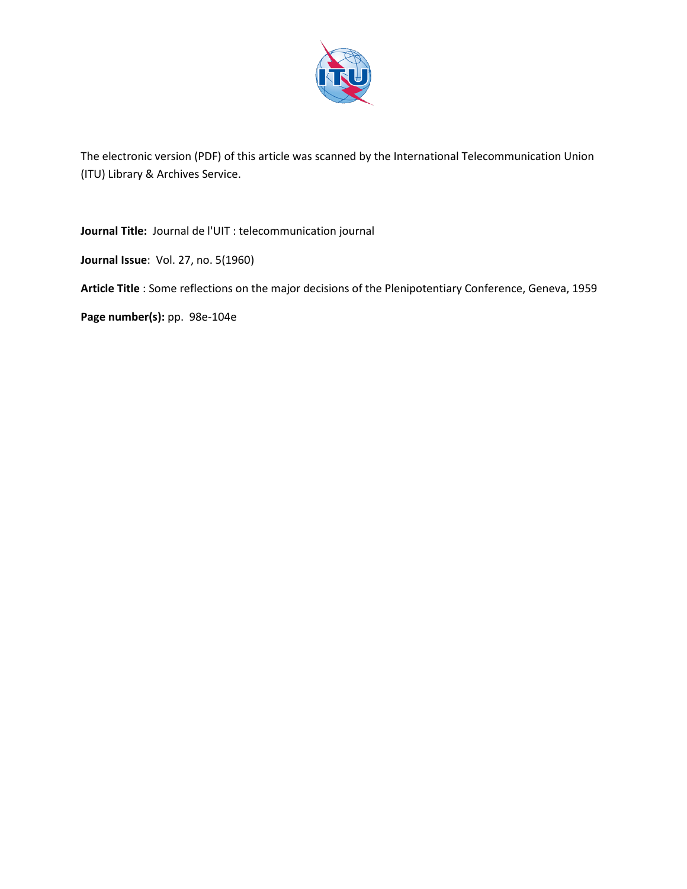The electronic version (PDF) of this article was scanned by the International Telecommunication Union (ITU) Library & Archives Service.

**Journal Title:** Journal de l'UIT : telecommunication journal

**Journal Issue**: Vol. 27, no. 5(1960)

**Article Title** : Some reflections on the major decisions of the Plenipotentiary Conference, Geneva, 1959

**Page number(s):** pp. 98e-104e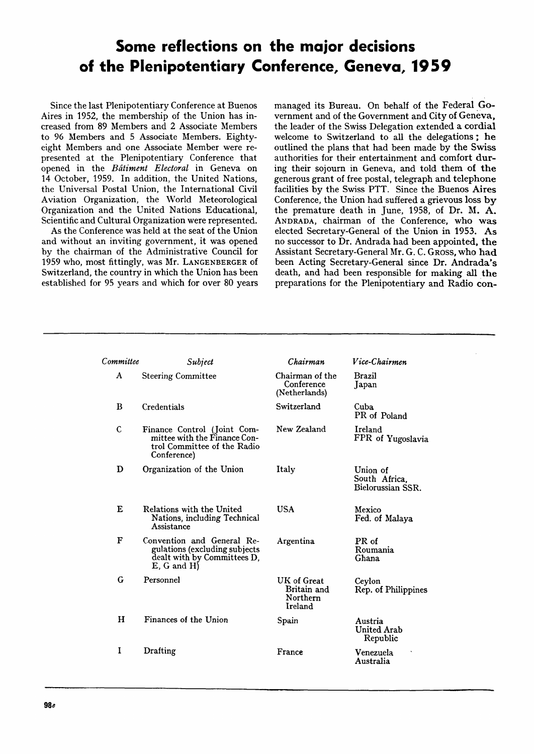# Some reflections on the major decisions of the Plenipotentiary Conference, Geneva, 1959

Since the last Plenipotentiary Conference at Buenos Aires in 1952, the membership of the Union has increased from 89 Members and 2 Associate Members to 96 Members and 5 Associate Members. Eighty-eight Members and one Associate Member were represented at the Plenipotentiary Conference that opened in the *Bâtiment Electoral* in Geneva on 14 October, 1959. In addition, the United Nations, the Universal Postal Union, the International Civil Aviation Organization, the World Meteorological Organization and the United Nations Educational, Scientific and Cultural Organization were represented.

As the Conference was held at the seat of the Union and without an inviting government, it was opened by the chairman of the Administrative Council for 1959 who, most fittingly, was Mr. Langenberger of Switzerland, the country in which the Union has been established for 95 years and which for over 80 years managed its Bureau. On behalf of the Federal Government and of the Government and City of Geneva, the leader of the Swiss Delegation extended a cordial welcome to Switzerland to all the delegations; he outlined the plans that had been made by the Swiss authorities for their entertainment and comfort during their sojourn in Geneva, and told them of the generous grant of free postal, telegraph and telephone facilities by the Swiss PTT. Since the Buenos Aires Conference, the Union had suffered a grievous loss by the premature death in June, 1958, of Dr. M. A. Andrada, chairman of the Conference, who was elected Secretary-General of the Union in 1953. As no successor to Dr. Andrada had been appointed, the Assistant Secretary-General Mr. G. C. Gross, who had been Acting Secretary-General since Dr. Andrada's death, and had been responsible for making all the preparations for the Plenipotentiary and Radio con-

| *Committee* | *Subject* | *Chairman* | *Vice-Chairmen* |
|---|---|---|---|
| A | Steering Committee | Chairman of the Conference (Netherlands) | Brazil<br>Japan |
| B | Credentials | Switzerland | Cuba<br>PR of Poland |
| C | Finance Control (Joint Committee with the Finance Control Committee of the Radio Conference) | New Zealand | Ireland<br>FPR of Yugoslavia |
| D | Organization of the Union | Italy | Union of South Africa,<br>Bielorussian SSR. |
| E | Relations with the United Nations, including Technical Assistance | USA | Mexico<br>Fed. of Malaya |
| F | Convention and General Regulations (excluding subjects dealt with by Committees D, E, G and H) | Argentina | PR of Roumania<br>Ghana |
| G | Personnel | UK of Great Britain and Northern Ireland | Ceylon<br>Rep. of Philippines |
| H | Finances of the Union | Spain | Austria<br>United Arab Republic |
| I | Drafting | France | Venezuela<br>Australia |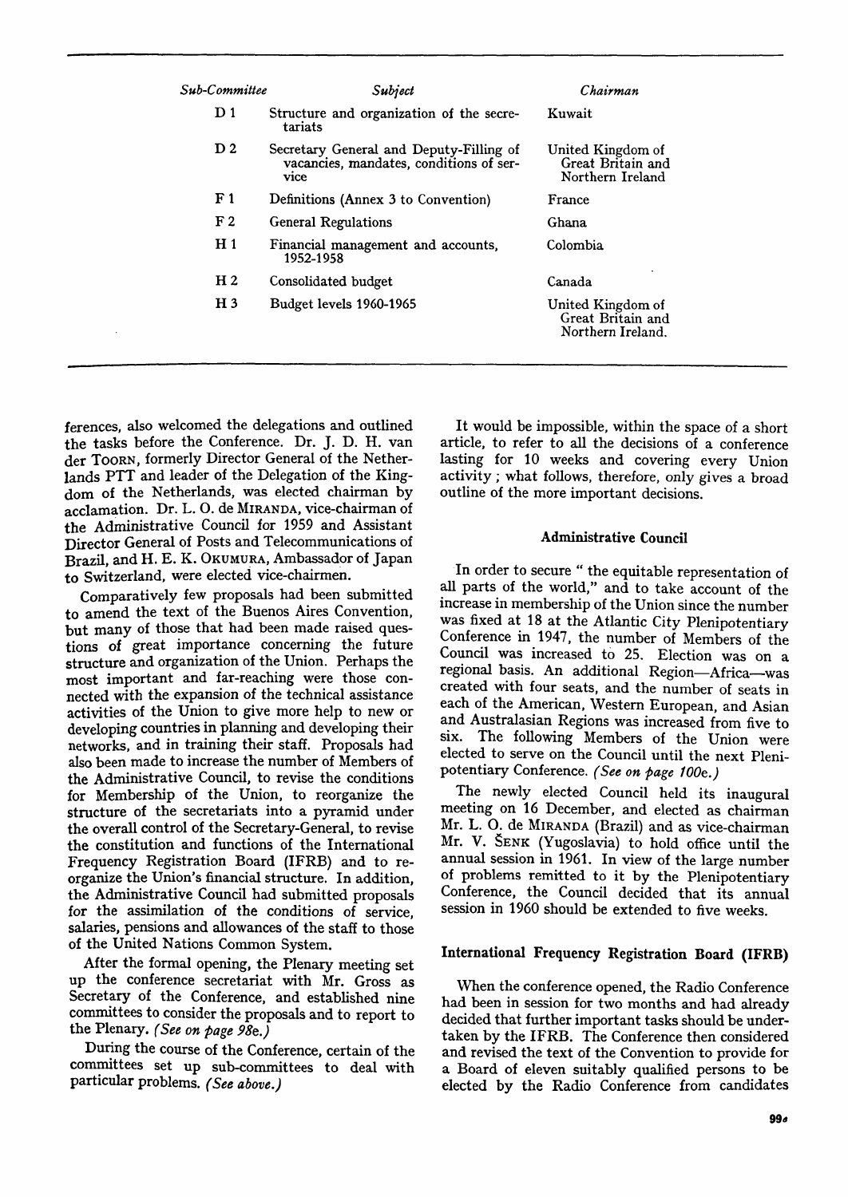| Sub-Committee | Subject | Chairman |
|---|---|---|
| D 1 | Structure and organization of the secretariats | Kuwait |
| D 2 | Secretary General and Deputy-Filling of vacancies, mandates, conditions of service | United Kingdom of Great Britain and Northern Ireland |
| F 1 | Definitions (Annex 3 to Convention) | France |
| F 2 | General Regulations | Ghana |
| H 1 | Financial management and accounts, 1952-1958 | Colombia |
| H 2 | Consolidated budget | Canada |
| H 3 | Budget levels 1960-1965 | United Kingdom of Great Britain and Northern Ireland. |

ferences, also welcomed the delegations and outlined the tasks before the Conference. Dr. J. D. H. van der Toorn, formerly Director General of the Netherlands PTT and leader of the Delegation of the Kingdom of the Netherlands, was elected chairman by acclamation. Dr. L. O. de Miranda, vice-chairman of the Administrative Council for 1959 and Assistant Director General of Posts and Telecommunications of Brazil, and H. E. K. Okumura, Ambassador of Japan to Switzerland, were elected vice-chairmen.

Comparatively few proposals had been submitted to amend the text of the Buenos Aires Convention, but many of those that had been made raised questions of great importance concerning the future structure and organization of the Union. Perhaps the most important and far-reaching were those connected with the expansion of the technical assistance activities of the Union to give more help to new or developing countries in planning and developing their networks, and in training their staff. Proposals had also been made to increase the number of Members of the Administrative Council, to revise the conditions for Membership of the Union, to reorganize the structure of the secretariats into a pyramid under the overall control of the Secretary-General, to revise the constitution and functions of the International Frequency Registration Board (IFRB) and to reorganize the Union's financial structure. In addition, the Administrative Council had submitted proposals for the assimilation of the conditions of service, salaries, pensions and allowances of the staff to those of the United Nations Common System.

After the formal opening, the Plenary meeting set up the conference secretariat with Mr. Gross as Secretary of the Conference, and established nine committees to consider the proposals and to report to the Plenary. *(See on page 98e.)*

During the course of the Conference, certain of the committees set up sub-committees to deal with particular problems. *(See above.)*

It would be impossible, within the space of a short article, to refer to all the decisions of a conference lasting for 10 weeks and covering every Union activity ; what follows, therefore, only gives a broad outline of the more important decisions.

### Administrative Council

In order to secure " the equitable representation of all parts of the world," and to take account of the increase in membership of the Union since the number was fixed at 18 at the Atlantic City Plenipotentiary Conference in 1947, the number of Members of the Council was increased to 25. Election was on a regional basis. An additional Region—Africa—was created with four seats, and the number of seats in each of the American, Western European, and Asian and Australasian Regions was increased from five to six. The following Members of the Union were elected to serve on the Council until the next Plenipotentiary Conference. *(See on page 100e.)*

The newly elected Council held its inaugural meeting on 16 December, and elected as chairman Mr. L. O. de Miranda (Brazil) and as vice-chairman Mr. V. Šenk (Yugoslavia) to hold office until the annual session in 1961. In view of the large number of problems remitted to it by the Plenipotentiary Conference, the Council decided that its annual session in 1960 should be extended to five weeks.

### International Frequency Registration Board (IFRB)

When the conference opened, the Radio Conference had been in session for two months and had already decided that further important tasks should be undertaken by the IFRB. The Conference then considered and revised the text of the Convention to provide for a Board of eleven suitably qualified persons to be elected by the Radio Conference from candidates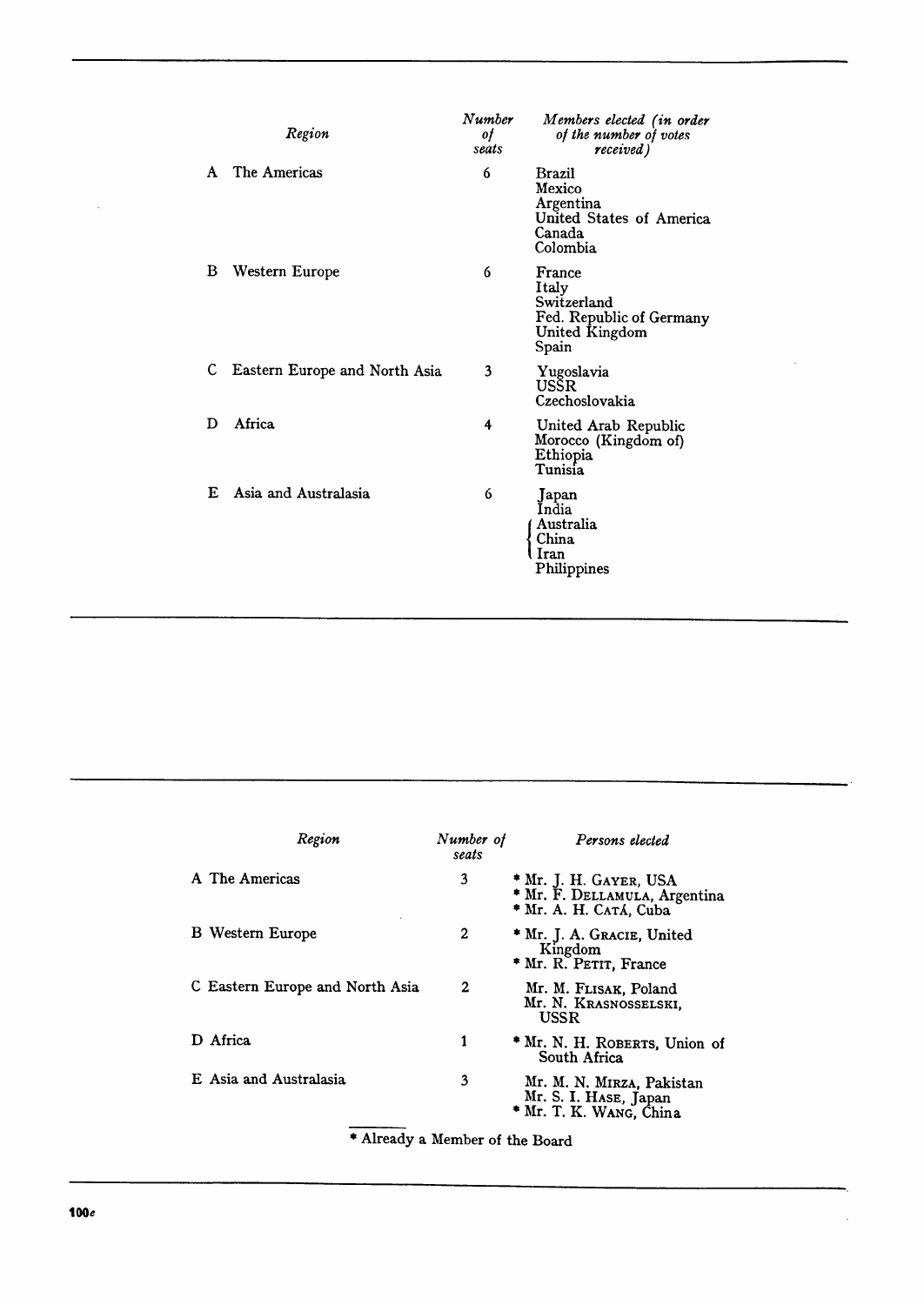| Region | Number of seats | Members elected (in order of the number of votes received) |
|---|---|---|
| A The Americas | 6 | Brazil<br>Mexico<br>Argentina<br>United States of America<br>Canada<br>Colombia |
| B Western Europe | 6 | France<br>Italy<br>Switzerland<br>Fed. Republic of Germany<br>United Kingdom<br>Spain |
| C Eastern Europe and North Asia | 3 | Yugoslavia<br>USSR<br>Czechoslovakia |
| D Africa | 4 | United Arab Republic<br>Morocco (Kingdom of)<br>Ethiopia<br>Tunisia |
| E Asia and Australasia | 6 | Japan<br>India<br>{ Australia<br>{ China<br>{ Iran<br>Philippines |

| Region | Number of seats | Persons elected |
|---|---|---|
| A The Americas | 3 | * Mr. J. H. Gayer, USA<br>* Mr. F. Dellamula, Argentina<br>* Mr. A. H. Catá, Cuba |
| B Western Europe | 2 | * Mr. J. A. Gracie, United Kingdom<br>* Mr. R. Petit, France |
| C Eastern Europe and North Asia | 2 | Mr. M. Flisak, Poland<br>Mr. N. Krasnosselski, USSR |
| D Africa | 1 | * Mr. N. H. Roberts, Union of South Africa |
| E Asia and Australasia | 3 | Mr. M. N. Mirza, Pakistan<br>Mr. S. I. Hase, Japan<br>* Mr. T. K. Wang, China |

* Already a Member of the Board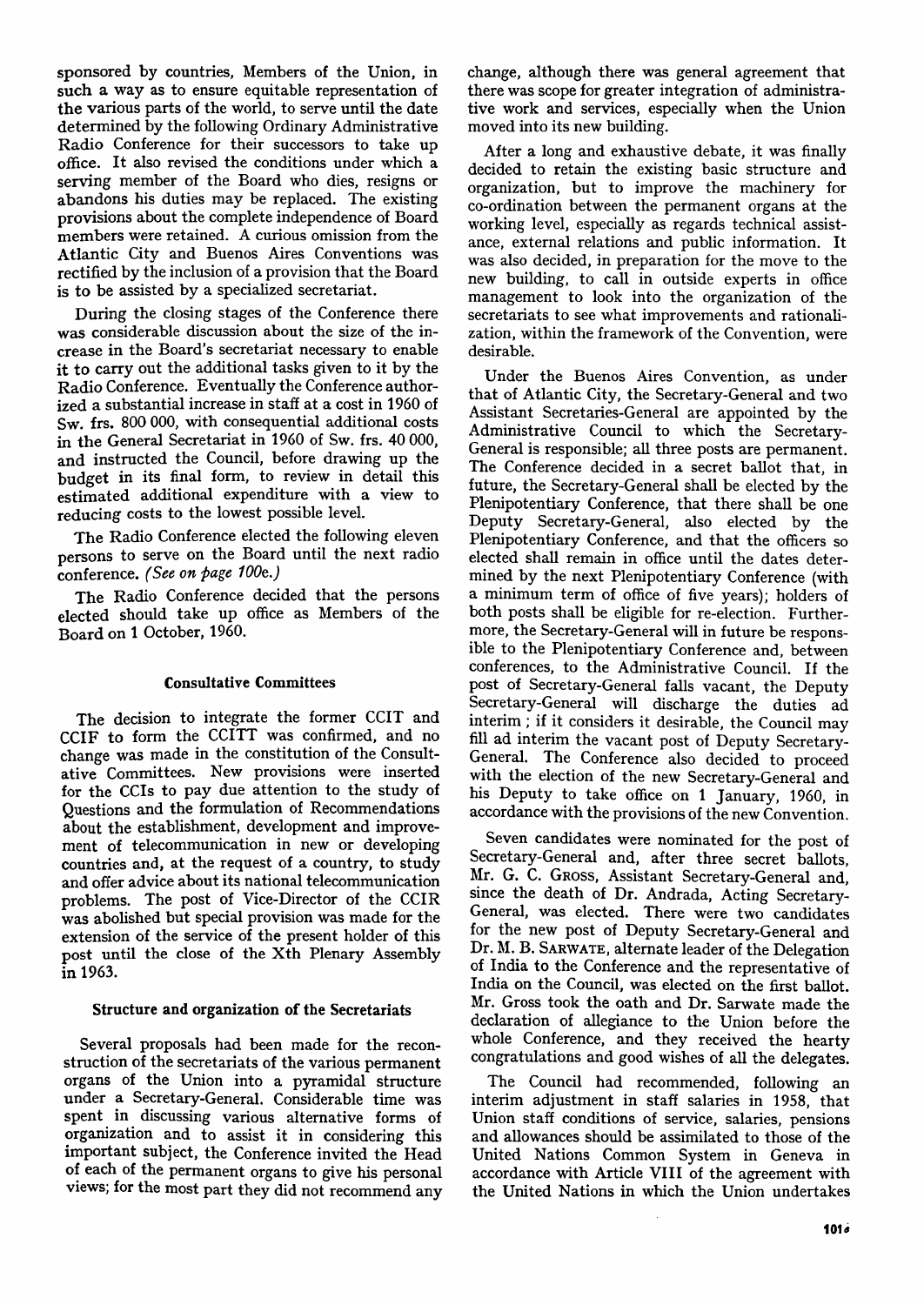sponsored by countries, Members of the Union, in such a way as to ensure equitable representation of the various parts of the world, to serve until the date determined by the following Ordinary Administrative Radio Conference for their successors to take up office. It also revised the conditions under which a serving member of the Board who dies, resigns or abandons his duties may be replaced. The existing provisions about the complete independence of Board members were retained. A curious omission from the Atlantic City and Buenos Aires Conventions was rectified by the inclusion of a provision that the Board is to be assisted by a specialized secretariat.

During the closing stages of the Conference there was considerable discussion about the size of the increase in the Board's secretariat necessary to enable it to carry out the additional tasks given to it by the Radio Conference. Eventually the Conference authorized a substantial increase in staff at a cost in 1960 of Sw. frs. 800 000, with consequential additional costs in the General Secretariat in 1960 of Sw. frs. 40 000, and instructed the Council, before drawing up the budget in its final form, to review in detail this estimated additional expenditure with a view to reducing costs to the lowest possible level.

The Radio Conference elected the following eleven persons to serve on the Board until the next radio conference. *(See on page 100e.)*

The Radio Conference decided that the persons elected should take up office as Members of the Board on 1 October, 1960.

### Consultative Committees

The decision to integrate the former CCIT and CCIF to form the CCITT was confirmed, and no change was made in the constitution of the Consultative Committees. New provisions were inserted for the CCIs to pay due attention to the study of Questions and the formulation of Recommendations about the establishment, development and improvement of telecommunication in new or developing countries and, at the request of a country, to study and offer advice about its national telecommunication problems. The post of Vice-Director of the CCIR was abolished but special provision was made for the extension of the service of the present holder of this post until the close of the Xth Plenary Assembly in 1963.

### Structure and organization of the Secretariats

Several proposals had been made for the reconstruction of the secretariats of the various permanent organs of the Union into a pyramidal structure under a Secretary-General. Considerable time was spent in discussing various alternative forms of organization and to assist it in considering this important subject, the Conference invited the Head of each of the permanent organs to give his personal views; for the most part they did not recommend any change, although there was general agreement that there was scope for greater integration of administrative work and services, especially when the Union moved into its new building.

After a long and exhaustive debate, it was finally decided to retain the existing basic structure and organization, but to improve the machinery for co-ordination between the permanent organs at the working level, especially as regards technical assistance, external relations and public information. It was also decided, in preparation for the move to the new building, to call in outside experts in office management to look into the organization of the secretariats to see what improvements and rationalization, within the framework of the Convention, were desirable.

Under the Buenos Aires Convention, as under that of Atlantic City, the Secretary-General and two Assistant Secretaries-General are appointed by the Administrative Council to which the Secretary-General is responsible; all three posts are permanent. The Conference decided in a secret ballot that, in future, the Secretary-General shall be elected by the Plenipotentiary Conference, that there shall be one Deputy Secretary-General, also elected by the Plenipotentiary Conference, and that the officers so elected shall remain in office until the dates determined by the next Plenipotentiary Conference (with a minimum term of office of five years); holders of both posts shall be eligible for re-election. Furthermore, the Secretary-General will in future be responsible to the Plenipotentiary Conference and, between conferences, to the Administrative Council. If the post of Secretary-General falls vacant, the Deputy Secretary-General will discharge the duties ad interim; if it considers it desirable, the Council may fill ad interim the vacant post of Deputy Secretary-General. The Conference also decided to proceed with the election of the new Secretary-General and his Deputy to take office on 1 January, 1960, in accordance with the provisions of the new Convention.

Seven candidates were nominated for the post of Secretary-General and, after three secret ballots, Mr. G. C. Gross, Assistant Secretary-General and, since the death of Dr. Andrada, Acting Secretary-General, was elected. There were two candidates for the new post of Deputy Secretary-General and Dr. M. B. Sarwate, alternate leader of the Delegation of India to the Conference and the representative of India on the Council, was elected on the first ballot. Mr. Gross took the oath and Dr. Sarwate made the declaration of allegiance to the Union before the whole Conference, and they received the hearty congratulations and good wishes of all the delegates.

The Council had recommended, following an interim adjustment in staff salaries in 1958, that Union staff conditions of service, salaries, pensions and allowances should be assimilated to those of the United Nations Common System in Geneva in accordance with Article VIII of the agreement with the United Nations in which the Union undertakes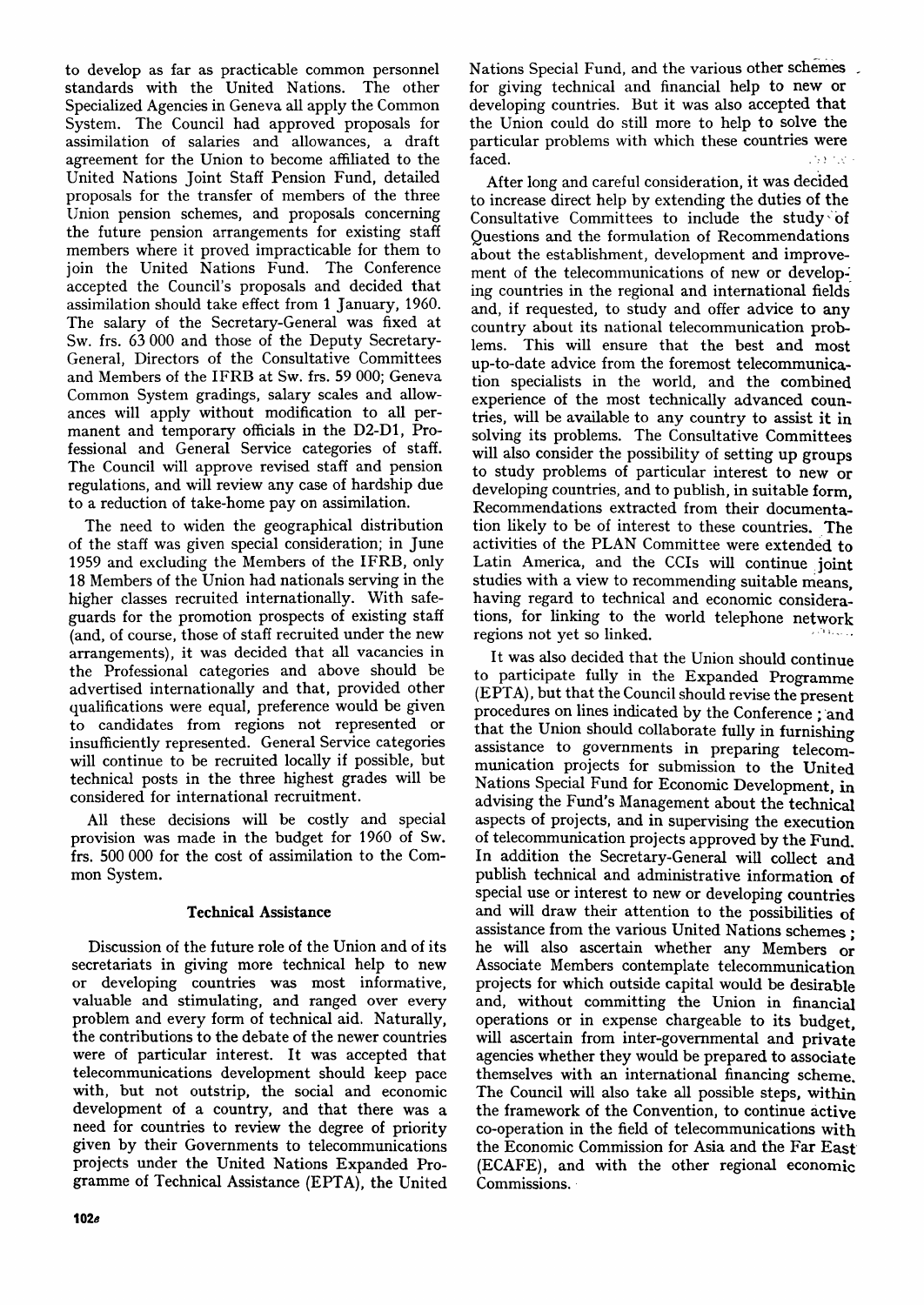to develop as far as practicable common personnel standards with the United Nations. The other Specialized Agencies in Geneva all apply the Common System. The Council had approved proposals for assimilation of salaries and allowances, a draft agreement for the Union to become affiliated to the United Nations Joint Staff Pension Fund, detailed proposals for the transfer of members of the three Union pension schemes, and proposals concerning the future pension arrangements for existing staff members where it proved impracticable for them to join the United Nations Fund. The Conference accepted the Council's proposals and decided that assimilation should take effect from 1 January, 1960. The salary of the Secretary-General was fixed at Sw. frs. 63 000 and those of the Deputy Secretary-General, Directors of the Consultative Committees and Members of the IFRB at Sw. frs. 59 000; Geneva Common System gradings, salary scales and allowances will apply without modification to all permanent and temporary officials in the D2-D1, Professional and General Service categories of staff. The Council will approve revised staff and pension regulations, and will review any case of hardship due to a reduction of take-home pay on assimilation.

The need to widen the geographical distribution of the staff was given special consideration; in June 1959 and excluding the Members of the IFRB, only 18 Members of the Union had nationals serving in the higher classes recruited internationally. With safeguards for the promotion prospects of existing staff (and, of course, those of staff recruited under the new arrangements), it was decided that all vacancies in the Professional categories and above should be advertised internationally and that, provided other qualifications were equal, preference would be given to candidates from regions not represented or insufficiently represented. General Service categories will continue to be recruited locally if possible, but technical posts in the three highest grades will be considered for international recruitment.

All these decisions will be costly and special provision was made in the budget for 1960 of Sw. frs. 500 000 for the cost of assimilation to the Common System.

### Technical Assistance

Discussion of the future role of the Union and of its secretariats in giving more technical help to new or developing countries was most informative, valuable and stimulating, and ranged over every problem and every form of technical aid. Naturally, the contributions to the debate of the newer countries were of particular interest. It was accepted that telecommunications development should keep pace with, but not outstrip, the social and economic development of a country, and that there was a need for countries to review the degree of priority given by their Governments to telecommunications projects under the United Nations Expanded Programme of Technical Assistance (EPTA), the United Nations Special Fund, and the various other schemes for giving technical and financial help to new or developing countries. But it was also accepted that the Union could do still more to help to solve the particular problems with which these countries were faced.

After long and careful consideration, it was decided to increase direct help by extending the duties of the Consultative Committees to include the study of Questions and the formulation of Recommendations about the establishment, development and improvement of the telecommunications of new or developing countries in the regional and international fields and, if requested, to study and offer advice to any country about its national telecommunication problems. This will ensure that the best and most up-to-date advice from the foremost telecommunication specialists in the world, and the combined experience of the most technically advanced countries, will be available to any country to assist it in solving its problems. The Consultative Committees will also consider the possibility of setting up groups to study problems of particular interest to new or developing countries, and to publish, in suitable form, Recommendations extracted from their documentation likely to be of interest to these countries. The activities of the PLAN Committee were extended to Latin America, and the CCIs will continue joint studies with a view to recommending suitable means, having regard to technical and economic considerations, for linking to the world telephone network regions not yet so linked.

It was also decided that the Union should continue to participate fully in the Expanded Programme (EPTA), but that the Council should revise the present procedures on lines indicated by the Conference; and that the Union should collaborate fully in furnishing assistance to governments in preparing telecommunication projects for submission to the United Nations Special Fund for Economic Development, in advising the Fund's Management about the technical aspects of projects, and in supervising the execution of telecommunication projects approved by the Fund. In addition the Secretary-General will collect and publish technical and administrative information of special use or interest to new or developing countries and will draw their attention to the possibilities of assistance from the various United Nations schemes; he will also ascertain whether any Members or Associate Members contemplate telecommunication projects for which outside capital would be desirable and, without committing the Union in financial operations or in expense chargeable to its budget, will ascertain from inter-governmental and private agencies whether they would be prepared to associate themselves with an international financing scheme. The Council will also take all possible steps, within the framework of the Convention, to continue active co-operation in the field of telecommunications with the Economic Commission for Asia and the Far East (ECAFE), and with the other regional economic Commissions.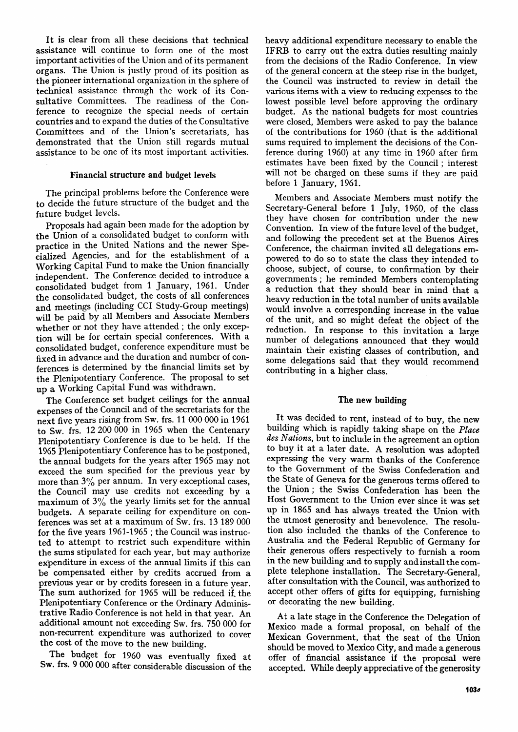It is clear from all these decisions that technical assistance will continue to form one of the most important activities of the Union and of its permanent organs. The Union is justly proud of its position as the pioneer international organization in the sphere of technical assistance through the work of its Consultative Committees. The readiness of the Conference to recognize the special needs of certain countries and to expand the duties of the Consultative Committees and of the Union's secretariats, has demonstrated that the Union still regards mutual assistance to be one of its most important activities.

### Financial structure and budget levels

The principal problems before the Conference were to decide the future structure of the budget and the future budget levels.

Proposals had again been made for the adoption by the Union of a consolidated budget to conform with practice in the United Nations and the newer Specialized Agencies, and for the establishment of a Working Capital Fund to make the Union financially independent. The Conference decided to introduce a consolidated budget from 1 January, 1961. Under the consolidated budget, the costs of all conferences and meetings (including CCI Study-Group meetings) will be paid by all Members and Associate Members whether or not they have attended; the only exception will be for certain special conferences. With a consolidated budget, conference expenditure must be fixed in advance and the duration and number of conferences is determined by the financial limits set by the Plenipotentiary Conference. The proposal to set up a Working Capital Fund was withdrawn.

The Conference set budget ceilings for the annual expenses of the Council and of the secretariats for the next five years rising from Sw. frs. 11 000 000 in 1961 to Sw. frs. 12 200 000 in 1965 when the Centenary Plenipotentiary Conference is due to be held. If the 1965 Plenipotentiary Conference has to be postponed, the annual budgets for the years after 1965 may not exceed the sum specified for the previous year by more than 3% per annum. In very exceptional cases, the Council may use credits not exceeding by a maximum of 3% the yearly limits set for the annual budgets. A separate ceiling for expenditure on conferences was set at a maximum of Sw. frs. 13 189 000 for the five years 1961-1965; the Council was instructed to attempt to restrict such expenditure within the sums stipulated for each year, but may authorize expenditure in excess of the annual limits if this can be compensated either by credits accrued from a previous year or by credits foreseen in a future year. The sum authorized for 1965 will be reduced if the Plenipotentiary Conference or the Ordinary Administrative Radio Conference is not held in that year. An additional amount not exceeding Sw. frs. 750 000 for non-recurrent expenditure was authorized to cover the cost of the move to the new building.

The budget for 1960 was eventually fixed at Sw. frs. 9 000 000 after considerable discussion of the heavy additional expenditure necessary to enable the IFRB to carry out the extra duties resulting mainly from the decisions of the Radio Conference. In view of the general concern at the steep rise in the budget, the Council was instructed to review in detail the various items with a view to reducing expenses to the lowest possible level before approving the ordinary budget. As the national budgets for most countries were closed, Members were asked to pay the balance of the contributions for 1960 (that is the additional sums required to implement the decisions of the Conference during 1960) at any time in 1960 after firm estimates have been fixed by the Council; interest will not be charged on these sums if they are paid before 1 January, 1961.

Members and Associate Members must notify the Secretary-General before 1 July, 1960, of the class they have chosen for contribution under the new Convention. In view of the future level of the budget, and following the precedent set at the Buenos Aires Conference, the chairman invited all delegations empowered to do so to state the class they intended to choose, subject, of course, to confirmation by their governments; he reminded Members contemplating a reduction that they should bear in mind that a heavy reduction in the total number of units available would involve a corresponding increase in the value of the unit, and so might defeat the object of the reduction. In response to this invitation a large number of delegations announced that they would maintain their existing classes of contribution, and some delegations said that they would recommend contributing in a higher class.

### The new building

It was decided to rent, instead of to buy, the new building which is rapidly taking shape on the *Place des Nations*, but to include in the agreement an option to buy it at a later date. A resolution was adopted expressing the very warm thanks of the Conference to the Government of the Swiss Confederation and the State of Geneva for the generous terms offered to the Union; the Swiss Confederation has been the Host Government to the Union ever since it was set up in 1865 and has always treated the Union with the utmost generosity and benevolence. The resolution also included the thanks of the Conference to Australia and the Federal Republic of Germany for their generous offers respectively to furnish a room in the new building and to supply and install the complete telephone installation. The Secretary-General, after consultation with the Council, was authorized to accept other offers of gifts for equipping, furnishing or decorating the new building.

At a late stage in the Conference the Delegation of Mexico made a formal proposal, on behalf of the Mexican Government, that the seat of the Union should be moved to Mexico City, and made a generous offer of financial assistance if the proposal were accepted. While deeply appreciative of the generosity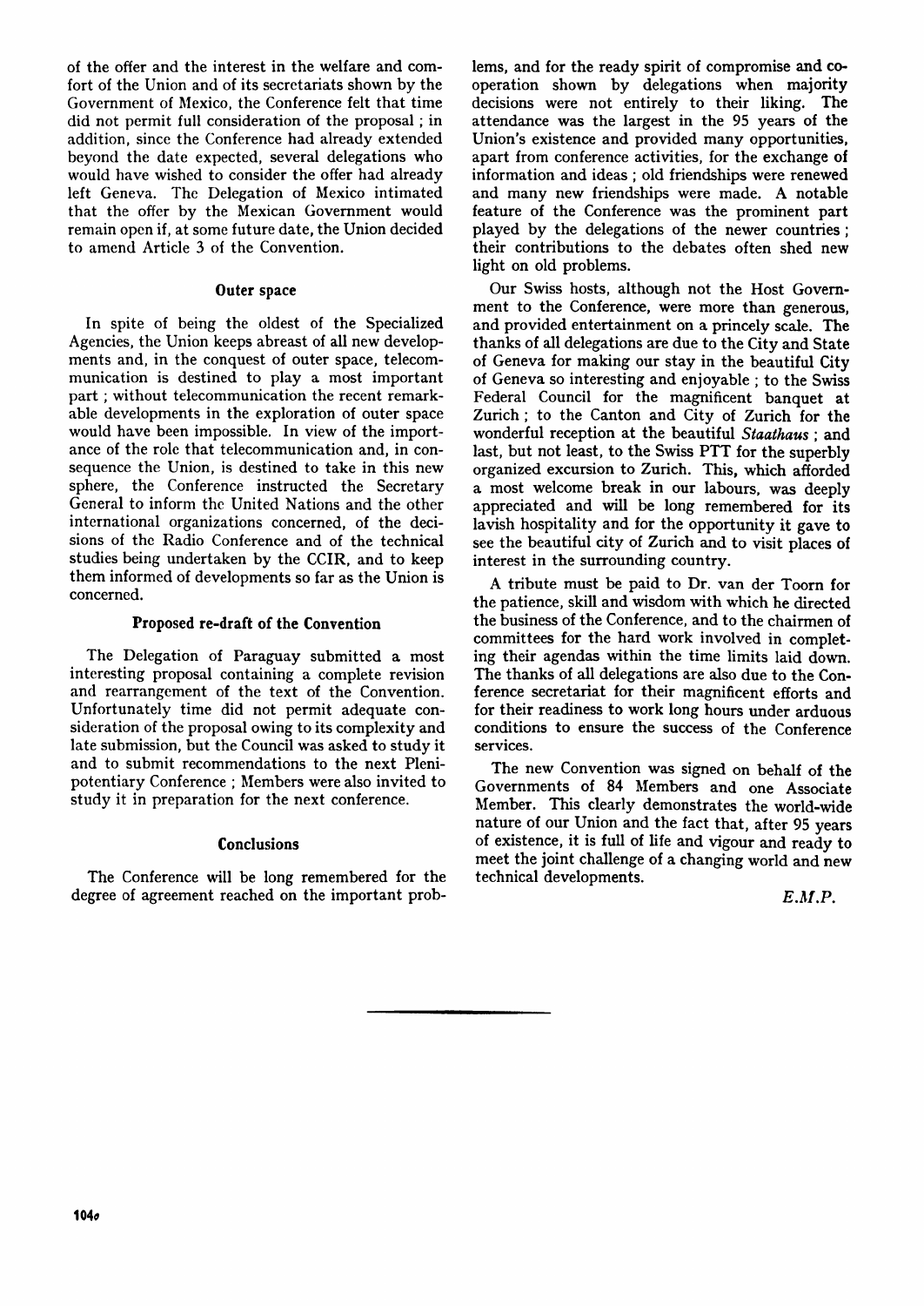of the offer and the interest in the welfare and comfort of the Union and of its secretariats shown by the Government of Mexico, the Conference felt that time did not permit full consideration of the proposal ; in addition, since the Conference had already extended beyond the date expected, several delegations who would have wished to consider the offer had already left Geneva. The Delegation of Mexico intimated that the offer by the Mexican Government would remain open if, at some future date, the Union decided to amend Article 3 of the Convention.

### Outer space

In spite of being the oldest of the Specialized Agencies, the Union keeps abreast of all new developments and, in the conquest of outer space, telecommunication is destined to play a most important part ; without telecommunication the recent remarkable developments in the exploration of outer space would have been impossible. In view of the importance of the role that telecommunication and, in consequence the Union, is destined to take in this new sphere, the Conference instructed the Secretary General to inform the United Nations and the other international organizations concerned, of the decisions of the Radio Conference and of the technical studies being undertaken by the CCIR, and to keep them informed of developments so far as the Union is concerned.

### Proposed re-draft of the Convention

The Delegation of Paraguay submitted a most interesting proposal containing a complete revision and rearrangement of the text of the Convention. Unfortunately time did not permit adequate consideration of the proposal owing to its complexity and late submission, but the Council was asked to study it and to submit recommendations to the next Plenipotentiary Conference ; Members were also invited to study it in preparation for the next conference.

### Conclusions

The Conference will be long remembered for the degree of agreement reached on the important problems, and for the ready spirit of compromise and cooperation shown by delegations when majority decisions were not entirely to their liking. The attendance was the largest in the 95 years of the Union's existence and provided many opportunities, apart from conference activities, for the exchange of information and ideas ; old friendships were renewed and many new friendships were made. A notable feature of the Conference was the prominent part played by the delegations of the newer countries ; their contributions to the debates often shed new light on old problems.

Our Swiss hosts, although not the Host Government to the Conference, were more than generous, and provided entertainment on a princely scale. The thanks of all delegations are due to the City and State of Geneva for making our stay in the beautiful City of Geneva so interesting and enjoyable ; to the Swiss Federal Council for the magnificent banquet at Zurich ; to the Canton and City of Zurich for the wonderful reception at the beautiful *Staathaus* ; and last, but not least, to the Swiss PTT for the superbly organized excursion to Zurich. This, which afforded a most welcome break in our labours, was deeply appreciated and will be long remembered for its lavish hospitality and for the opportunity it gave to see the beautiful city of Zurich and to visit places of interest in the surrounding country.

A tribute must be paid to Dr. van der Toorn for the patience, skill and wisdom with which he directed the business of the Conference, and to the chairmen of committees for the hard work involved in completing their agendas within the time limits laid down. The thanks of all delegations are also due to the Conference secretariat for their magnificent efforts and for their readiness to work long hours under arduous conditions to ensure the success of the Conference services.

The new Convention was signed on behalf of the Governments of 84 Members and one Associate Member. This clearly demonstrates the world-wide nature of our Union and the fact that, after 95 years of existence, it is full of life and vigour and ready to meet the joint challenge of a changing world and new technical developments.

*E.M.P.*